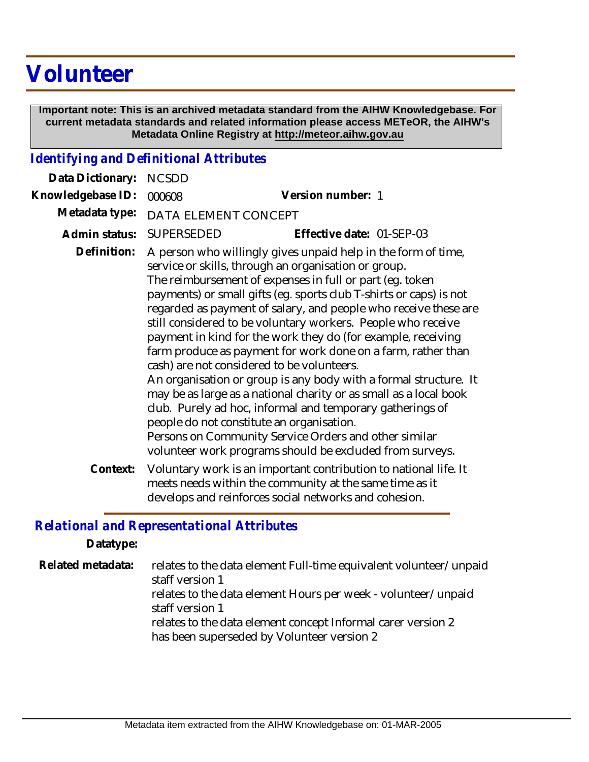# Volunteer

**Important note: This is an archived metadata standard from the AIHW Knowledgebase. For current metadata standards and related information please access METeOR, the AIHW's Metadata Online Registry at http://meteor.aihw.gov.au**

## *Identifying and Definitional Attributes*

**Data Dictionary:** NCSDD

**Knowledgebase ID:** 000608 **Version number:** 1

**Metadata type:** DATA ELEMENT CONCEPT

**Admin status:** SUPERSEDED **Effective date:** 01-SEP-03

**Definition:** A person who willingly gives unpaid help in the form of time, service or skills, through an organisation or group.
The reimbursement of expenses in full or part (eg. token payments) or small gifts (eg. sports club T-shirts or caps) is not regarded as payment of salary, and people who receive these are still considered to be voluntary workers. People who receive payment in kind for the work they do (for example, receiving farm produce as payment for work done on a farm, rather than cash) are not considered to be volunteers.
An organisation or group is any body with a formal structure. It may be as large as a national charity or as small as a local book club. Purely ad hoc, informal and temporary gatherings of people do not constitute an organisation.
Persons on Community Service Orders and other similar volunteer work programs should be excluded from surveys.

**Context:** Voluntary work is an important contribution to national life. It meets needs within the community at the same time as it develops and reinforces social networks and cohesion.

## *Relational and Representational Attributes*

**Datatype:**

**Related metadata:** relates to the data element Full-time equivalent volunteer/unpaid staff version 1
relates to the data element Hours per week - volunteer/unpaid staff version 1
relates to the data element concept Informal carer version 2
has been superseded by Volunteer version 2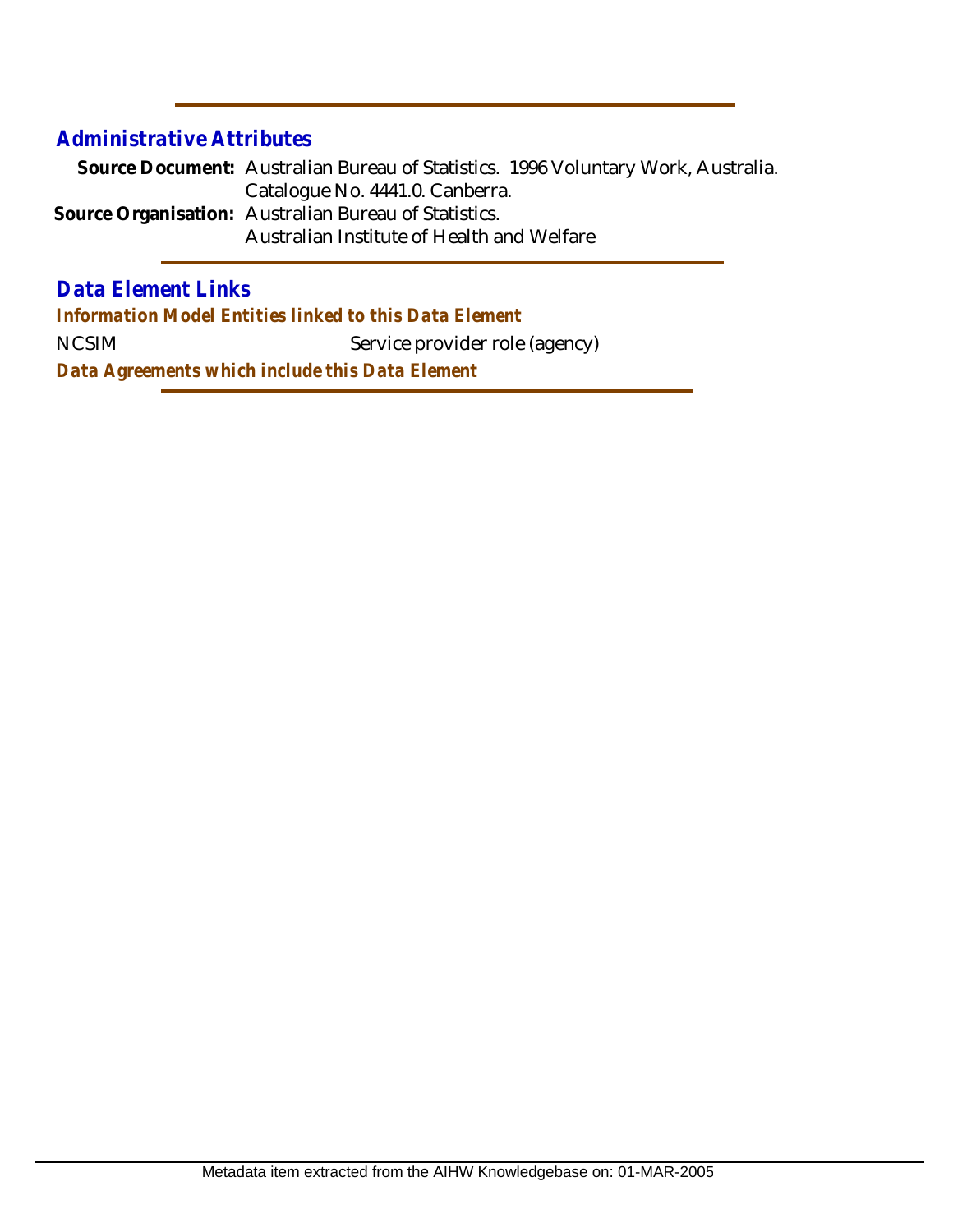## Administrative Attributes

**Source Document:** Australian Bureau of Statistics. 1996 Voluntary Work, Australia. Catalogue No. 4441.0. Canberra.

**Source Organisation:** Australian Bureau of Statistics.
Australian Institute of Health and Welfare

## Data Element Links

### Information Model Entities linked to this Data Element

| | |
|---|---|
| NCSIM | Service provider role (agency) |

### Data Agreements which include this Data Element